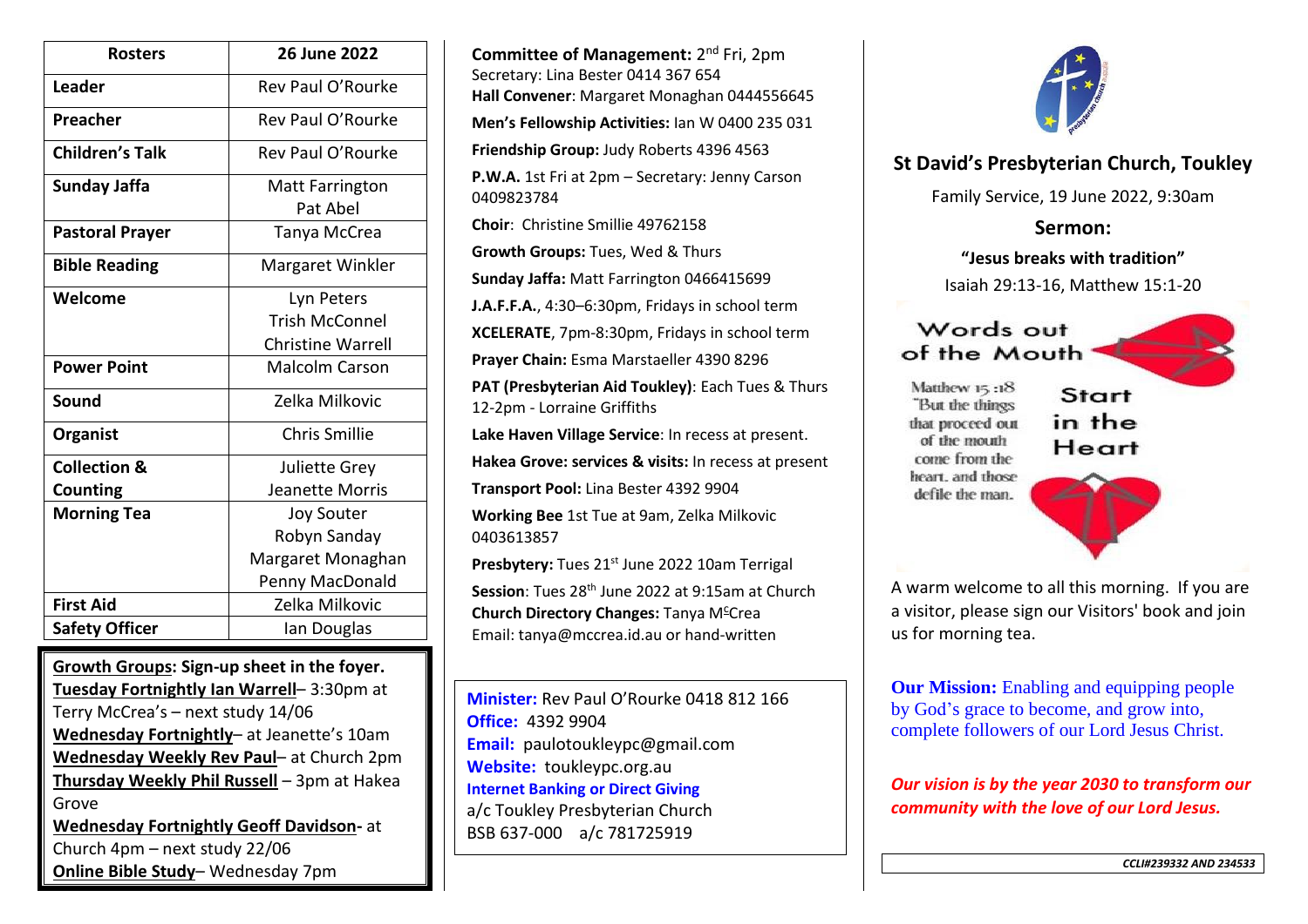| Rosters | 26 June 2022 |
|---|---|
| Leader | Rev Paul O'Rourke |
| Preacher | Rev Paul O'Rourke |
| Children's Talk | Rev Paul O'Rourke |
| Sunday Jaffa | Matt Farrington<br>Pat Abel |
| Pastoral Prayer | Tanya McCrea |
| Bible Reading | Margaret Winkler |
| Welcome | Lyn Peters<br>Trish McConnel<br>Christine Warrell |
| Power Point | Malcolm Carson |
| Sound | Zelka Milkovic |
| Organist | Chris Smillie |
| Collection & Counting | Juliette Grey<br>Jeanette Morris |
| Morning Tea | Joy Souter<br>Robyn Sanday<br>Margaret Monaghan<br>Penny MacDonald |
| First Aid | Zelka Milkovic |
| Safety Officer | Ian Douglas |

**Growth Groups: Sign-up sheet in the foyer.**
**Tuesday Fortnightly Ian Warrell**– 3:30pm at Terry McCrea's – next study 14/06
**Wednesday Fortnightly**– at Jeanette's 10am
**Wednesday Weekly Rev Paul**– at Church 2pm
**Thursday Weekly Phil Russell** – 3pm at Hakea Grove
**Wednesday Fortnightly Geoff Davidson-** at Church 4pm – next study 22/06
**Online Bible Study**– Wednesday 7pm

**Committee of Management:** 2nd Fri, 2pm
Secretary: Lina Bester 0414 367 654
**Hall Convener**: Margaret Monaghan 0444556645
**Men's Fellowship Activities:** Ian W 0400 235 031
**Friendship Group:** Judy Roberts 4396 4563
**P.W.A.** 1st Fri at 2pm – Secretary: Jenny Carson 0409823784
**Choir**: Christine Smillie 49762158
**Growth Groups:** Tues, Wed & Thurs
**Sunday Jaffa:** Matt Farrington 0466415699
**J.A.F.F.A.**, 4:30–6:30pm, Fridays in school term
**XCELERATE**, 7pm-8:30pm, Fridays in school term
**Prayer Chain:** Esma Marstaeller 4390 8296
**PAT (Presbyterian Aid Toukley)**: Each Tues & Thurs 12-2pm - Lorraine Griffiths
**Lake Haven Village Service**: In recess at present.
**Hakea Grove: services & visits:** In recess at present
**Transport Pool:** Lina Bester 4392 9904
**Working Bee** 1st Tue at 9am, Zelka Milkovic 0403613857
**Presbytery:** Tues 21st June 2022 10am Terrigal
**Session**: Tues 28th June 2022 at 9:15am at Church
**Church Directory Changes:** Tanya McCrea
Email: tanya@mccrea.id.au or hand-written

**Minister:** Rev Paul O'Rourke 0418 812 166
**Office:** 4392 9904
**Email:** paulotoukleypc@gmail.com
**Website:** toukleypc.org.au
**Internet Banking or Direct Giving**
a/c Toukley Presbyterian Church
BSB 637-000 a/c 781725919

## St David's Presbyterian Church, Toukley

Family Service, 19 June 2022, 9:30am

### Sermon:

**"Jesus breaks with tradition"**

Isaiah 29:13-16, Matthew 15:1-20

Words out of the Mouth

Matthew 15:18 "But the things that proceed out of the mouth come from the heart, and those defile the man."

Start in the Heart

A warm welcome to all this morning. If you are a visitor, please sign our Visitors' book and join us for morning tea.

**Our Mission:** Enabling and equipping people by God's grace to become, and grow into, complete followers of our Lord Jesus Christ.

***Our vision is by the year 2030 to transform our community with the love of our Lord Jesus.***

*CCLI#239332 AND 234533*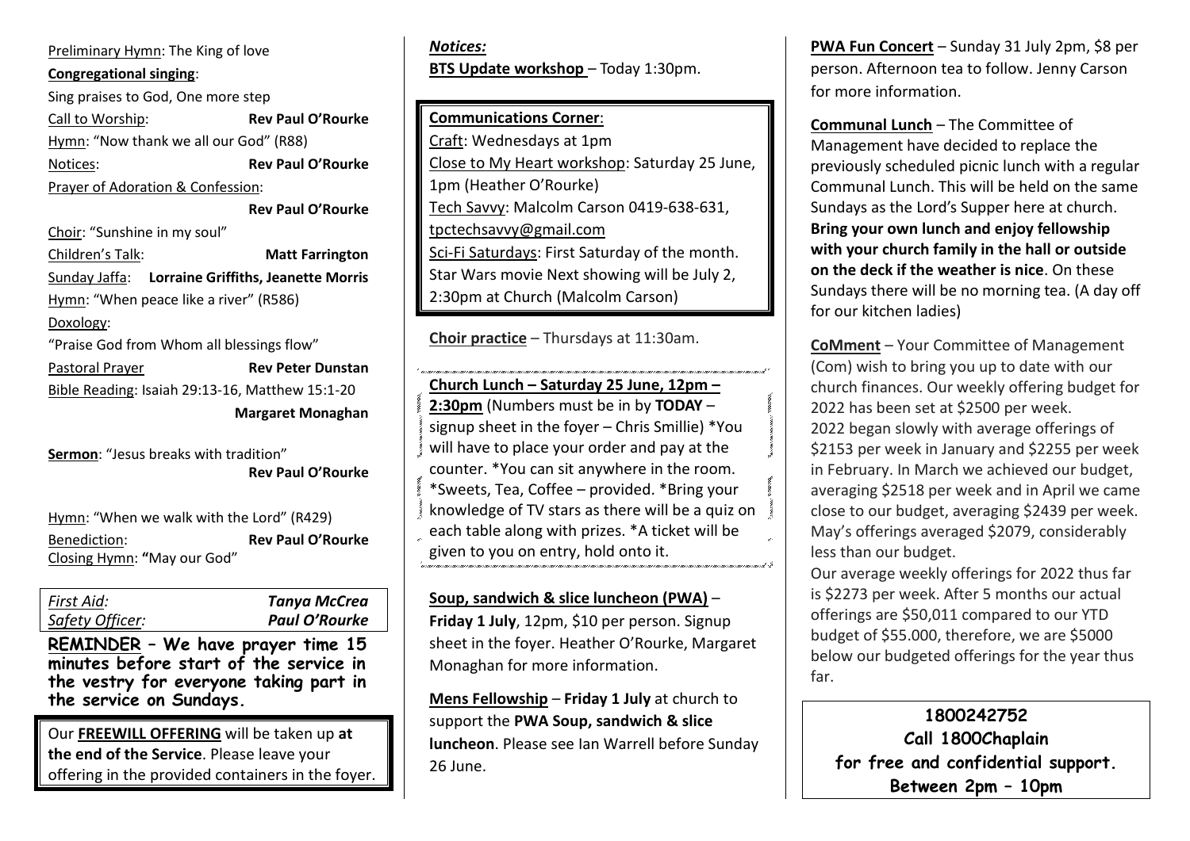Preliminary Hymn: The King of love

**Congregational singing**:

Sing praises to God, One more step

Call to Worship: **Rev Paul O'Rourke**

Hymn: "Now thank we all our God" (R88)

Notices: **Rev Paul O'Rourke**

Prayer of Adoration & Confession: **Rev Paul O'Rourke**

Choir: "Sunshine in my soul"

Children's Talk: **Matt Farrington**

Sunday Jaffa: **Lorraine Griffiths, Jeanette Morris**

Hymn: "When peace like a river" (R586)

Doxology:

"Praise God from Whom all blessings flow"

Pastoral Prayer **Rev Peter Dunstan**

Bible Reading: Isaiah 29:13-16, Matthew 15:1-20 **Margaret Monaghan**

**Sermon**: "Jesus breaks with tradition" **Rev Paul O'Rourke**

Hymn: "When we walk with the Lord" (R429)

Benediction: **Rev Paul O'Rourke**

Closing Hymn: **"**May our God"

*First Aid:* ***Tanya McCrea***

*Safety Officer:* ***Paul O'Rourke***

**REMINDER – We have prayer time 15 minutes before start of the service in the vestry for everyone taking part in the service on Sundays.**

Our **FREEWILL OFFERING** will be taken up **at the end of the Service**. Please leave your offering in the provided containers in the foyer.

***Notices:***

**BTS Update workshop** – Today 1:30pm.

**Communications Corner**:

Craft: Wednesdays at 1pm

Close to My Heart workshop: Saturday 25 June, 1pm (Heather O'Rourke)

Tech Savvy: Malcolm Carson 0419-638-631, tpctechsavvy@gmail.com

Sci-Fi Saturdays: First Saturday of the month. Star Wars movie Next showing will be July 2, 2:30pm at Church (Malcolm Carson)

**Choir practice** – Thursdays at 11:30am.

**Church Lunch – Saturday 25 June, 12pm – 2:30pm** (Numbers must be in by **TODAY** – signup sheet in the foyer – Chris Smillie) *You will have to place your order and pay at the counter. *You can sit anywhere in the room. *Sweets, Tea, Coffee – provided. *Bring your knowledge of TV stars as there will be a quiz on each table along with prizes. *A ticket will be given to you on entry, hold onto it.

**Soup, sandwich & slice luncheon (PWA)** – **Friday 1 July**, 12pm, $10 per person. Signup sheet in the foyer. Heather O'Rourke, Margaret Monaghan for more information.

**Mens Fellowship** – **Friday 1 July** at church to support the **PWA Soup, sandwich & slice luncheon**. Please see Ian Warrell before Sunday 26 June.

**PWA Fun Concert** – Sunday 31 July 2pm, $8 per person. Afternoon tea to follow. Jenny Carson for more information.

**Communal Lunch** – The Committee of Management have decided to replace the previously scheduled picnic lunch with a regular Communal Lunch. This will be held on the same Sundays as the Lord's Supper here at church. **Bring your own lunch and enjoy fellowship with your church family in the hall or outside on the deck if the weather is nice**. On these Sundays there will be no morning tea. (A day off for our kitchen ladies)

**CoMment** – Your Committee of Management (Com) wish to bring you up to date with our church finances. Our weekly offering budget for 2022 has been set at $2500 per week.
2022 began slowly with average offerings of $2153 per week in January and $2255 per week in February. In March we achieved our budget, averaging $2518 per week and in April we came close to our budget, averaging $2439 per week. May's offerings averaged $2079, considerably less than our budget.
Our average weekly offerings for 2022 thus far is $2273 per week. After 5 months our actual offerings are $50,011 compared to our YTD budget of $55.000, therefore, we are $5000 below our budgeted offerings for the year thus far.

**1800242752**
**Call 1800Chaplain**
**for free and confidential support.**
**Between 2pm – 10pm**